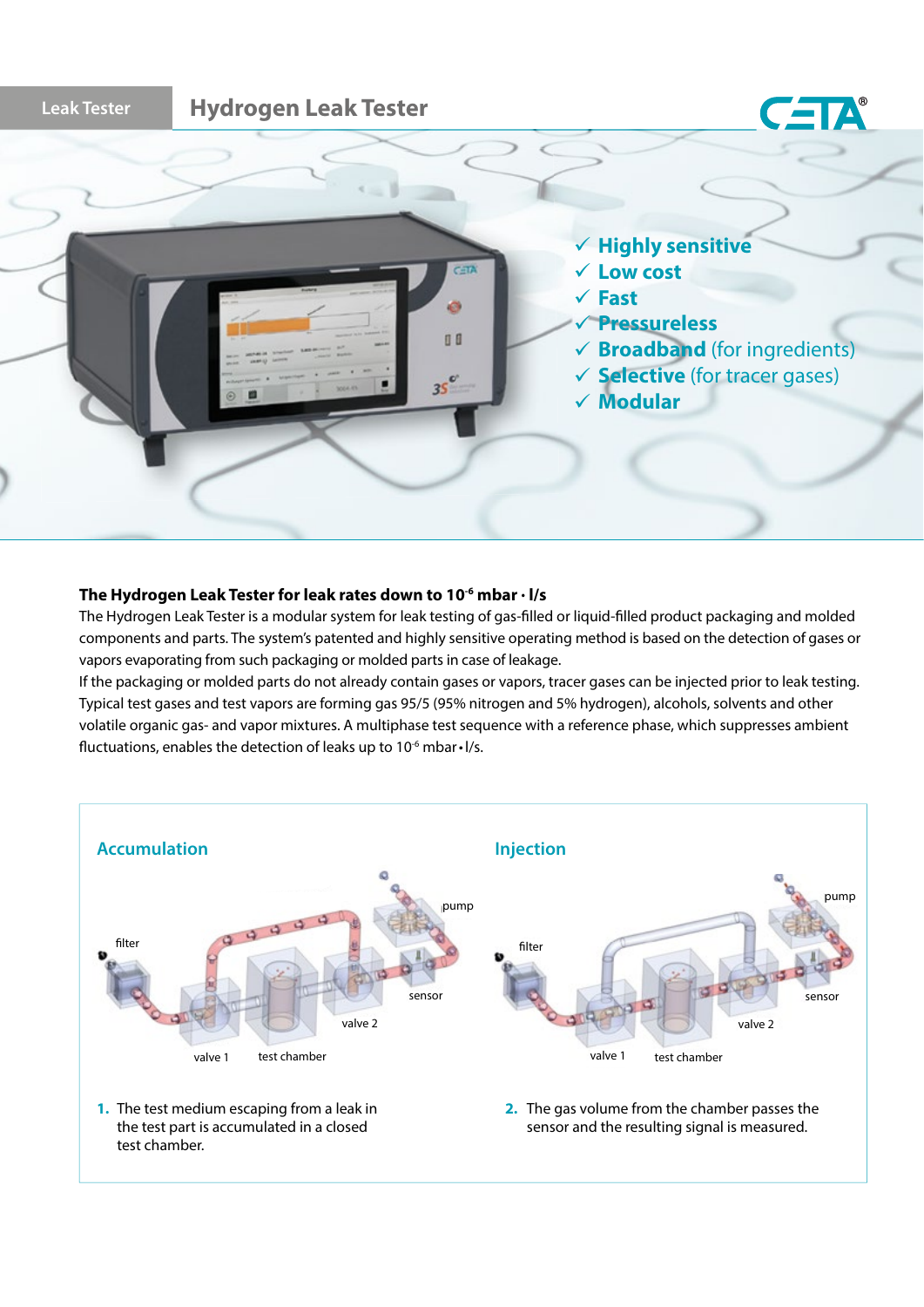Leak Tester

# Hydrogen Leak Tester

- ✓ **Highly sensitive**
- ✓ **Low cost**
- ✓ **Fast**
- ✓ **Pressureless**
- ✓ **Broadband** (for ingredients)
- ✓ **Selective** (for tracer gases)
- ✓ **Modular**

### The Hydrogen Leak Tester for leak rates down to $10^{-6}$ mbar · l/s

The Hydrogen Leak Tester is a modular system for leak testing of gas-filled or liquid-filled product packaging and molded components and parts. The system's patented and highly sensitive operating method is based on the detection of gases or vapors evaporating from such packaging or molded parts in case of leakage.

If the packaging or molded parts do not already contain gases or vapors, tracer gases can be injected prior to leak testing. Typical test gases and test vapors are forming gas 95/5 (95% nitrogen and 5% hydrogen), alcohols, solvents and other volatile organic gas- and vapor mixtures. A multiphase test sequence with a reference phase, which suppresses ambient fluctuations, enables the detection of leaks up to $10^{-6}$ mbar • l/s.

### Accumulation

filter, valve 1, test chamber, valve 2, pump, sensor

1. The test medium escaping from a leak in the test part is accumulated in a closed test chamber.

### Injection

filter, valve 1, test chamber, valve 2, pump, sensor

2. The gas volume from the chamber passes the sensor and the resulting signal is measured.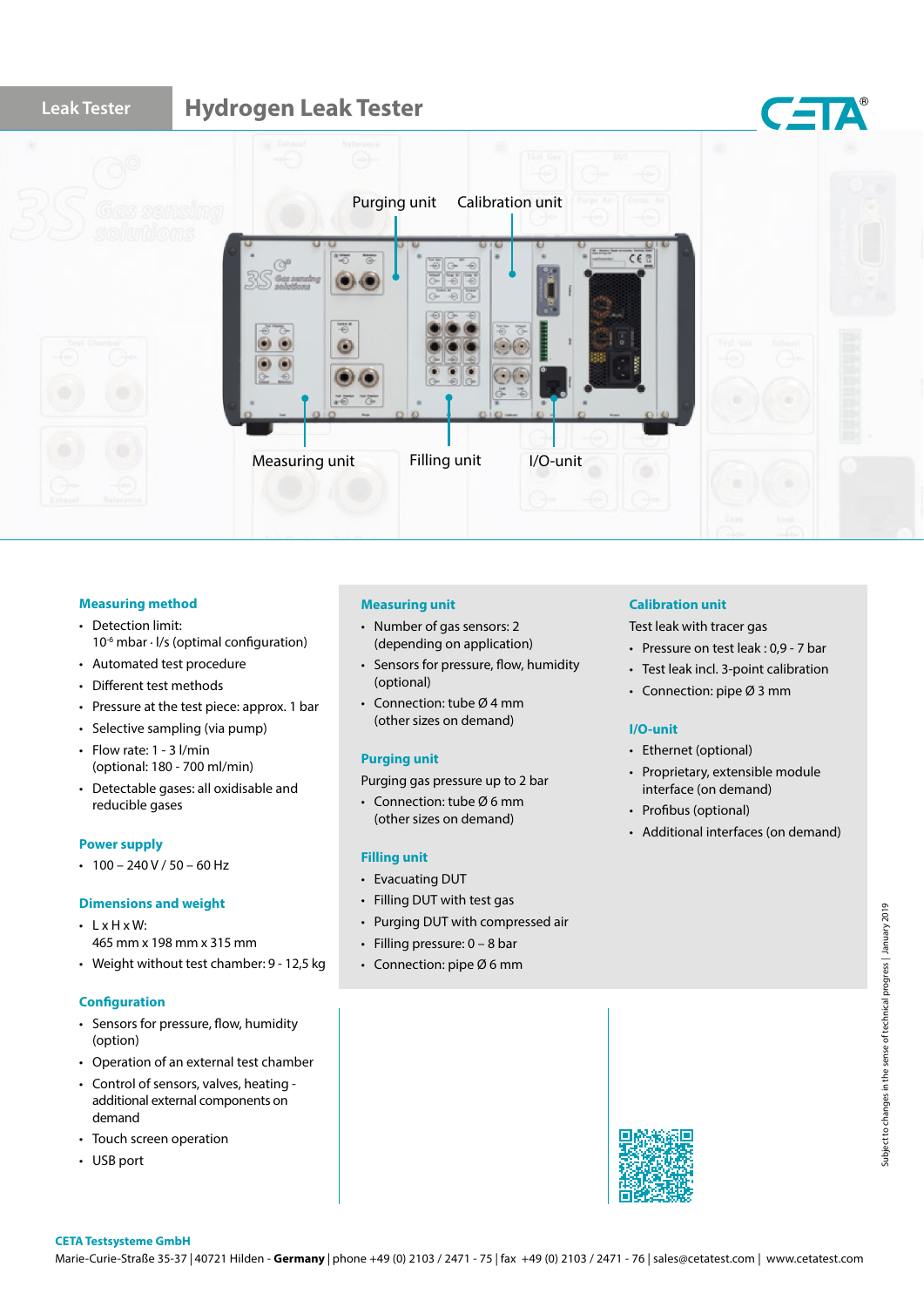Leak Tester

# Hydrogen Leak Tester

Purging unit

Calibration unit

Measuring unit

Filling unit

I/O-unit

### Measuring method

- Detection limit: $10^{-6}$ mbar · l/s (optimal configuration)
- Automated test procedure
- Different test methods
- Pressure at the test piece: approx. 1 bar
- Selective sampling (via pump)
- Flow rate: 1 - 3 l/min (optional: 180 - 700 ml/min)
- Detectable gases: all oxidisable and reducible gases

### Power supply

- 100 – 240 V / 50 – 60 Hz

### Dimensions and weight

- L x H x W: 465 mm x 198 mm x 315 mm
- Weight without test chamber: 9 - 12,5 kg

### Configuration

- Sensors for pressure, flow, humidity (option)
- Operation of an external test chamber
- Control of sensors, valves, heating - additional external components on demand
- Touch screen operation
- USB port

### Measuring unit

- Number of gas sensors: 2 (depending on application)
- Sensors for pressure, flow, humidity (optional)
- Connection: tube Ø 4 mm (other sizes on demand)

### Purging unit

Purging gas pressure up to 2 bar

- Connection: tube Ø 6 mm (other sizes on demand)

### Filling unit

- Evacuating DUT
- Filling DUT with test gas
- Purging DUT with compressed air
- Filling pressure: 0 – 8 bar
- Connection: pipe Ø 6 mm

### Calibration unit

Test leak with tracer gas

- Pressure on test leak : 0,9 - 7 bar
- Test leak incl. 3-point calibration
- Connection: pipe Ø 3 mm

### I/O-unit

- Ethernet (optional)
- Proprietary, extensible module interface (on demand)
- Profibus (optional)
- Additional interfaces (on demand)

Subject to changes in the sense of technical progress | January 2019

**CETA Testsysteme GmbH**

Marie-Curie-Straße 35-37 | 40721 Hilden - **Germany** | phone +49 (0) 2103 / 2471 - 75 | fax +49 (0) 2103 / 2471 - 76 | sales@cetatest.com | www.cetatest.com